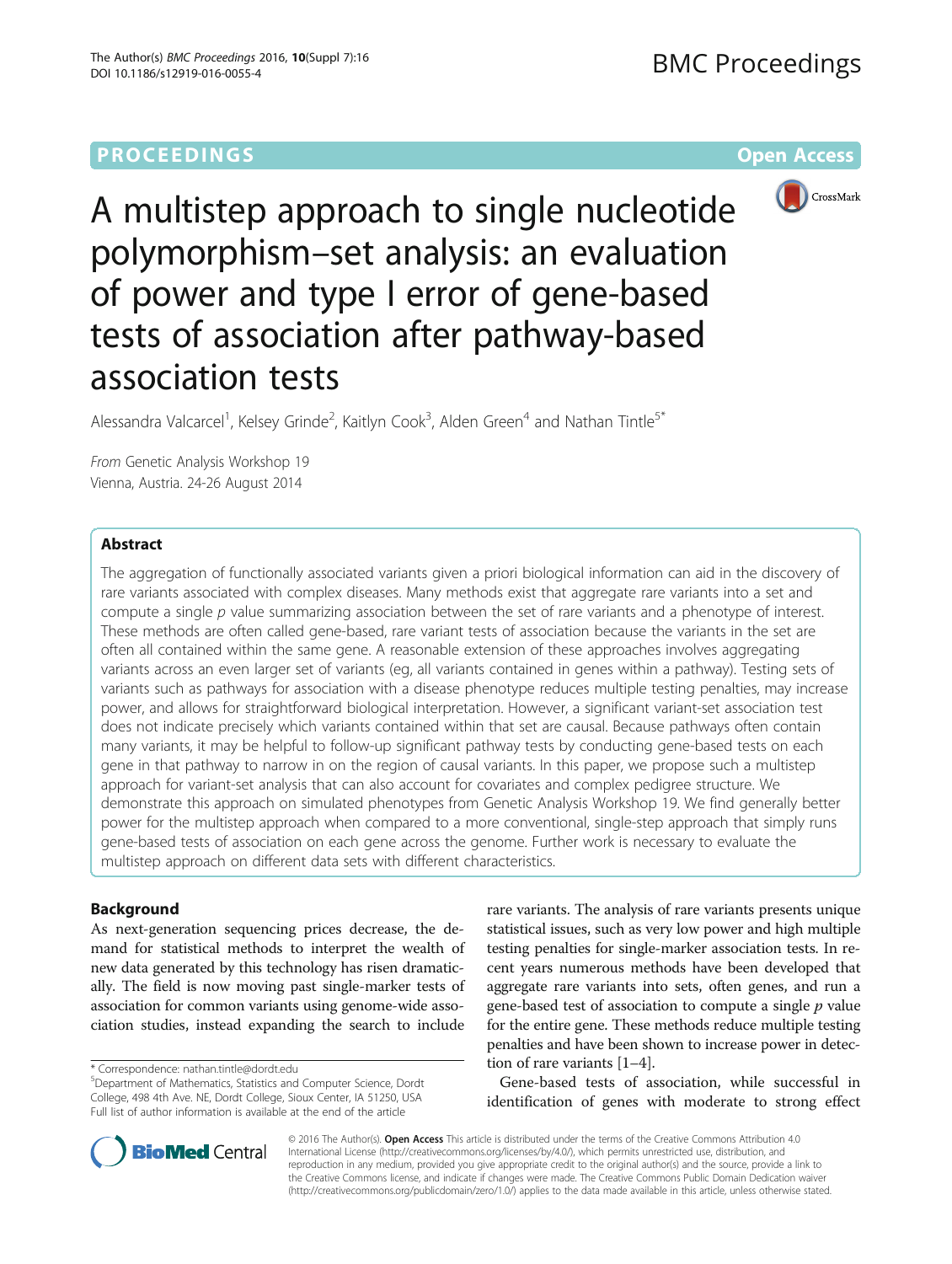PROCEEDINGS

Open Access

# A multistep approach to single nucleotide polymorphism–set analysis: an evaluation of power and type I error of gene-based tests of association after pathway-based association tests

Alessandra Valcarcel[1], Kelsey Grinde[2], Kaitlyn Cook[3], Alden Green[4] and Nathan Tintle[5*]

*From* Genetic Analysis Workshop 19
Vienna, Austria. 24-26 August 2014

## Abstract

The aggregation of functionally associated variants given a priori biological information can aid in the discovery of rare variants associated with complex diseases. Many methods exist that aggregate rare variants into a set and compute a single *p* value summarizing association between the set of rare variants and a phenotype of interest. These methods are often called gene-based, rare variant tests of association because the variants in the set are often all contained within the same gene. A reasonable extension of these approaches involves aggregating variants across an even larger set of variants (eg, all variants contained in genes within a pathway). Testing sets of variants such as pathways for association with a disease phenotype reduces multiple testing penalties, may increase power, and allows for straightforward biological interpretation. However, a significant variant-set association test does not indicate precisely which variants contained within that set are causal. Because pathways often contain many variants, it may be helpful to follow-up significant pathway tests by conducting gene-based tests on each gene in that pathway to narrow in on the region of causal variants. In this paper, we propose such a multistep approach for variant-set analysis that can also account for covariates and complex pedigree structure. We demonstrate this approach on simulated phenotypes from Genetic Analysis Workshop 19. We find generally better power for the multistep approach when compared to a more conventional, single-step approach that simply runs gene-based tests of association on each gene across the genome. Further work is necessary to evaluate the multistep approach on different data sets with different characteristics.

## Background

As next-generation sequencing prices decrease, the demand for statistical methods to interpret the wealth of new data generated by this technology has risen dramatically. The field is now moving past single-marker tests of association for common variants using genome-wide association studies, instead expanding the search to include rare variants. The analysis of rare variants presents unique statistical issues, such as very low power and high multiple testing penalties for single-marker association tests. In recent years numerous methods have been developed that aggregate rare variants into sets, often genes, and run a gene-based test of association to compute a single *p* value for the entire gene. These methods reduce multiple testing penalties and have been shown to increase power in detection of rare variants [1–4].

Gene-based tests of association, while successful in identification of genes with moderate to strong effect

\* Correspondence: nathan.tintle@dordt.edu
[5]Department of Mathematics, Statistics and Computer Science, Dordt College, 498 4th Ave. NE, Dordt College, Sioux Center, IA 51250, USA
Full list of author information is available at the end of the article

© 2016 The Author(s). **Open Access** This article is distributed under the terms of the Creative Commons Attribution 4.0 International License (http://creativecommons.org/licenses/by/4.0/), which permits unrestricted use, distribution, and reproduction in any medium, provided you give appropriate credit to the original author(s) and the source, provide a link to the Creative Commons license, and indicate if changes were made. The Creative Commons Public Domain Dedication waiver (http://creativecommons.org/publicdomain/zero/1.0/) applies to the data made available in this article, unless otherwise stated.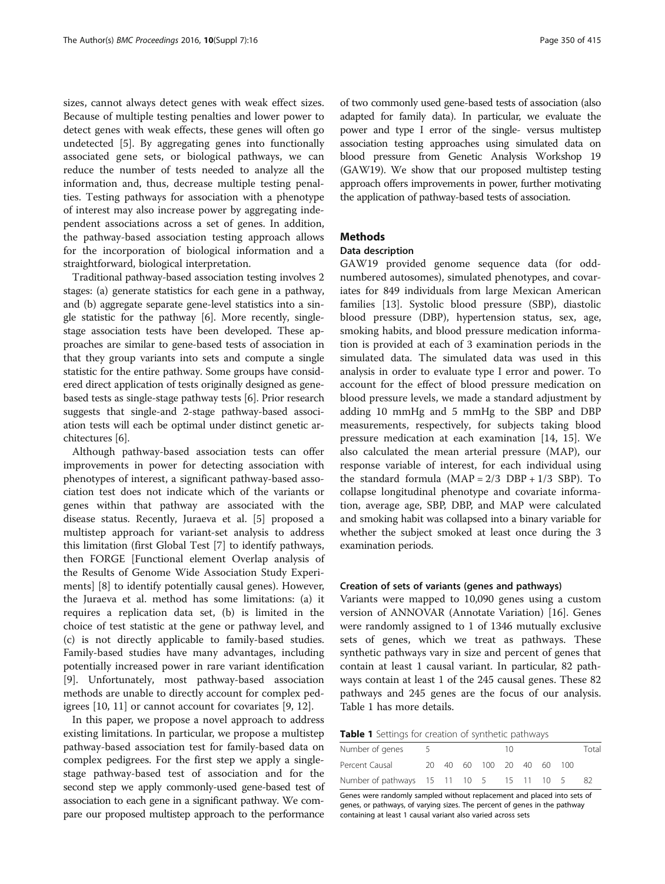sizes, cannot always detect genes with weak effect sizes. Because of multiple testing penalties and lower power to detect genes with weak effects, these genes will often go undetected [5]. By aggregating genes into functionally associated gene sets, or biological pathways, we can reduce the number of tests needed to analyze all the information and, thus, decrease multiple testing penalties. Testing pathways for association with a phenotype of interest may also increase power by aggregating independent associations across a set of genes. In addition, the pathway-based association testing approach allows for the incorporation of biological information and a straightforward, biological interpretation.

Traditional pathway-based association testing involves 2 stages: (a) generate statistics for each gene in a pathway, and (b) aggregate separate gene-level statistics into a single statistic for the pathway [6]. More recently, single-stage association tests have been developed. These approaches are similar to gene-based tests of association in that they group variants into sets and compute a single statistic for the entire pathway. Some groups have considered direct application of tests originally designed as gene-based tests as single-stage pathway tests [6]. Prior research suggests that single-and 2-stage pathway-based association tests will each be optimal under distinct genetic architectures [6].

Although pathway-based association tests can offer improvements in power for detecting association with phenotypes of interest, a significant pathway-based association test does not indicate which of the variants or genes within that pathway are associated with the disease status. Recently, Juraeva et al. [5] proposed a multistep approach for variant-set analysis to address this limitation (first Global Test [7] to identify pathways, then FORGE [Functional element Overlap analysis of the Results of Genome Wide Association Study Experiments] [8] to identify potentially causal genes). However, the Juraeva et al. method has some limitations: (a) it requires a replication data set, (b) is limited in the choice of test statistic at the gene or pathway level, and (c) is not directly applicable to family-based studies. Family-based studies have many advantages, including potentially increased power in rare variant identification [9]. Unfortunately, most pathway-based association methods are unable to directly account for complex pedigrees [10, 11] or cannot account for covariates [9, 12].

In this paper, we propose a novel approach to address existing limitations. In particular, we propose a multistep pathway-based association test for family-based data on complex pedigrees. For the first step we apply a single-stage pathway-based test of association and for the second step we apply commonly-used gene-based test of association to each gene in a significant pathway. We compare our proposed multistep approach to the performance of two commonly used gene-based tests of association (also adapted for family data). In particular, we evaluate the power and type I error of the single- versus multistep association testing approaches using simulated data on blood pressure from Genetic Analysis Workshop 19 (GAW19). We show that our proposed multistep testing approach offers improvements in power, further motivating the application of pathway-based tests of association.

## Methods

### Data description

GAW19 provided genome sequence data (for odd-numbered autosomes), simulated phenotypes, and covariates for 849 individuals from large Mexican American families [13]. Systolic blood pressure (SBP), diastolic blood pressure (DBP), hypertension status, sex, age, smoking habits, and blood pressure medication information is provided at each of 3 examination periods in the simulated data. The simulated data was used in this analysis in order to evaluate type I error and power. To account for the effect of blood pressure medication on blood pressure levels, we made a standard adjustment by adding 10 mmHg and 5 mmHg to the SBP and DBP measurements, respectively, for subjects taking blood pressure medication at each examination [14, 15]. We also calculated the mean arterial pressure (MAP), our response variable of interest, for each individual using the standard formula ($MAP = 2/3\ DBP + 1/3\ SBP$). To collapse longitudinal phenotype and covariate information, average age, SBP, DBP, and MAP were calculated and smoking habit was collapsed into a binary variable for whether the subject smoked at least once during the 3 examination periods.

### Creation of sets of variants (genes and pathways)

Variants were mapped to 10,090 genes using a custom version of ANNOVAR (Annotate Variation) [16]. Genes were randomly assigned to 1 of 1346 mutually exclusive sets of genes, which we treat as pathways. These synthetic pathways vary in size and percent of genes that contain at least 1 causal variant. In particular, 82 pathways contain at least 1 of the 245 causal genes. These 82 pathways and 245 genes are the focus of our analysis. Table 1 has more details.

**Table 1** Settings for creation of synthetic pathways

| Number of genes | 5 | | | | 10 | | | | Total |
|---|---|---|---|---|---|---|---|---|---|
| Percent Causal | 20 | 40 | 60 | 100 | 20 | 40 | 60 | 100 | |
| Number of pathways | 15 | 11 | 10 | 5 | 15 | 11 | 10 | 5 | 82 |

Genes were randomly sampled without replacement and placed into sets of genes, or pathways, of varying sizes. The percent of genes in the pathway containing at least 1 causal variant also varied across sets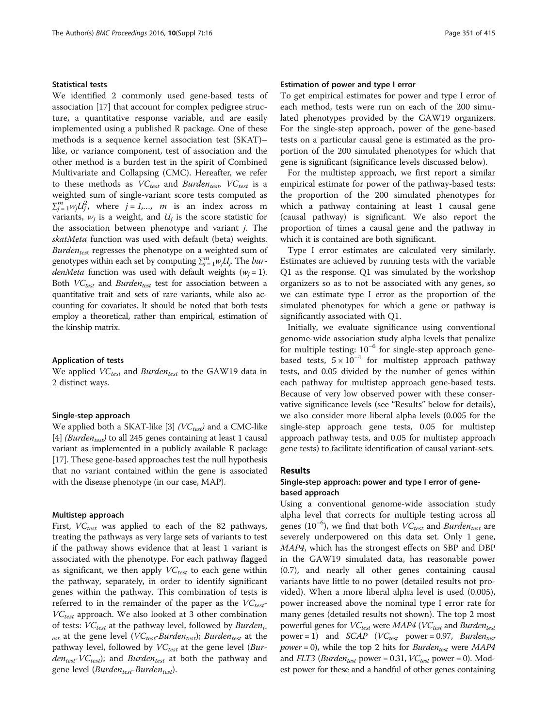### Statistical tests

We identified 2 commonly used gene-based tests of association [17] that account for complex pedigree structure, a quantitative response variable, and are easily implemented using a published R package. One of these methods is a sequence kernel association test (SKAT)–like, or variance component, test of association and the other method is a burden test in the spirit of Combined Multivariate and Collapsing (CMC). Hereafter, we refer to these methods as $VC_{test}$ and $Burden_{test}$. $VC_{test}$ is a weighted sum of single-variant score tests computed as $\sum_{j=1}^{m} w_j U_j^2$, where $j = 1,\ldots, m$ is an index across m variants, $w_j$ is a weight, and $U_j$ is the score statistic for the association between phenotype and variant $j$. The *skatMeta* function was used with default (beta) weights. $Burden_{test}$ regresses the phenotype on a weighted sum of genotypes within each set by computing $\sum_{j=1}^{m} w_j U_j$. The *burdenMeta* function was used with default weights ($w_j = 1$). Both $VC_{test}$ and $Burden_{test}$ test for association between a quantitative trait and sets of rare variants, while also accounting for covariates. It should be noted that both tests employ a theoretical, rather than empirical, estimation of the kinship matrix.

### Application of tests

We applied $VC_{test}$ and $Burden_{test}$ to the GAW19 data in 2 distinct ways.

### Single-step approach

We applied both a SKAT-like [3] ($VC_{test}$) and a CMC-like [4] ($Burden_{test}$) to all 245 genes containing at least 1 causal variant as implemented in a publicly available R package [17]. These gene-based approaches test the null hypothesis that no variant contained within the gene is associated with the disease phenotype (in our case, MAP).

### Multistep approach

First, $VC_{test}$ was applied to each of the 82 pathways, treating the pathways as very large sets of variants to test if the pathway shows evidence that at least 1 variant is associated with the phenotype. For each pathway flagged as significant, we then apply $VC_{test}$ to each gene within the pathway, separately, in order to identify significant genes within the pathway. This combination of tests is referred to in the remainder of the paper as the $VC_{test}$-$VC_{test}$ approach. We also looked at 3 other combination of tests: $VC_{test}$ at the pathway level, followed by $Burden_{test}$ at the gene level ($VC_{test}$-$Burden_{test}$); $Burden_{test}$ at the pathway level, followed by $VC_{test}$ at the gene level ($Burden_{test}$-$VC_{test}$); and $Burden_{test}$ at both the pathway and gene level ($Burden_{test}$-$Burden_{test}$).

### Estimation of power and type I error

To get empirical estimates for power and type I error of each method, tests were run on each of the 200 simulated phenotypes provided by the GAW19 organizers. For the single-step approach, power of the gene-based tests on a particular causal gene is estimated as the proportion of the 200 simulated phenotypes for which that gene is significant (significance levels discussed below).

For the multistep approach, we first report a similar empirical estimate for power of the pathway-based tests: the proportion of the 200 simulated phenotypes for which a pathway containing at least 1 causal gene (causal pathway) is significant. We also report the proportion of times a causal gene and the pathway in which it is contained are both significant.

Type I error estimates are calculated very similarly. Estimates are achieved by running tests with the variable Q1 as the response. Q1 was simulated by the workshop organizers so as to not be associated with any genes, so we can estimate type I error as the proportion of the simulated phenotypes for which a gene or pathway is significantly associated with Q1.

Initially, we evaluate significance using conventional genome-wide association study alpha levels that penalize for multiple testing: $10^{-6}$ for single-step approach gene-based tests, $5 \times 10^{-4}$ for multistep approach pathway tests, and 0.05 divided by the number of genes within each pathway for multistep approach gene-based tests. Because of very low observed power with these conservative significance levels (see "Results" below for details), we also consider more liberal alpha levels (0.005 for the single-step approach gene tests, 0.05 for multistep approach pathway tests, and 0.05 for multistep approach gene tests) to facilitate identification of causal variant-sets.

## Results

### Single-step approach: power and type I error of gene-based approach

Using a conventional genome-wide association study alpha level that corrects for multiple testing across all genes ($10^{-6}$), we find that both $VC_{test}$ and $Burden_{test}$ are severely underpowered on this data set. Only 1 gene, *MAP4*, which has the strongest effects on SBP and DBP in the GAW19 simulated data, has reasonable power (0.7), and nearly all other genes containing causal variants have little to no power (detailed results not provided). When a more liberal alpha level is used (0.005), power increased above the nominal type I error rate for many genes (detailed results not shown). The top 2 most powerful genes for $VC_{test}$ were *MAP4* ($VC_{test}$ and $Burden_{test}$ power = 1) and *SCAP* ($VC_{test}$ power = 0.97, $Burden_{test}$ *power* = 0), while the top 2 hits for $Burden_{test}$ were *MAP4* and *FLT3* ($Burden_{test}$ power = 0.31, $VC_{test}$ power = 0). Modest power for these and a handful of other genes containing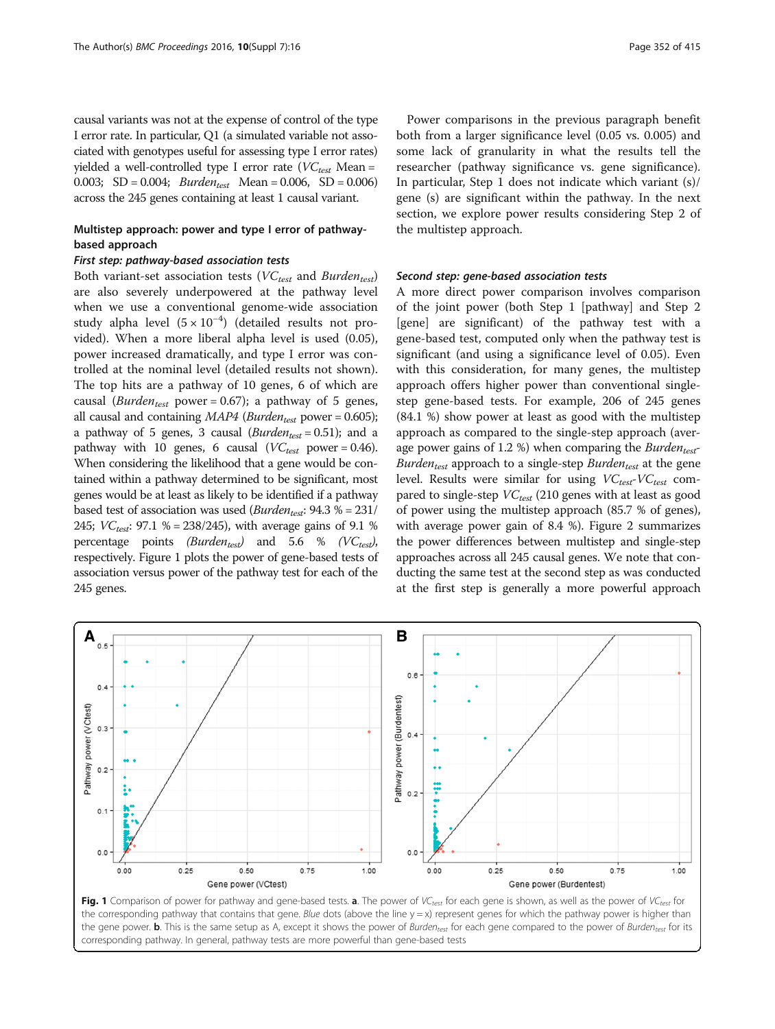causal variants was not at the expense of control of the type I error rate. In particular, Q1 (a simulated variable not associated with genotypes useful for assessing type I error rates) yielded a well-controlled type I error rate ($VC_{test}$ Mean = 0.003; SD = 0.004; $Burden_{test}$ Mean = 0.006, SD = 0.006) across the 245 genes containing at least 1 causal variant.

## Multistep approach: power and type I error of pathway-based approach

### First step: pathway-based association tests

Both variant-set association tests ($VC_{test}$ and $Burden_{test}$) are also severely underpowered at the pathway level when we use a conventional genome-wide association study alpha level ($5 \times 10^{-4}$) (detailed results not provided). When a more liberal alpha level is used (0.05), power increased dramatically, and type I error was controlled at the nominal level (detailed results not shown). The top hits are a pathway of 10 genes, 6 of which are causal ($Burden_{test}$ power = 0.67); a pathway of 5 genes, all causal and containing *MAP4* ($Burden_{test}$ power = 0.605); a pathway of 5 genes, 3 causal ($Burden_{test}$ = 0.51); and a pathway with 10 genes, 6 causal ($VC_{test}$ power = 0.46). When considering the likelihood that a gene would be contained within a pathway determined to be significant, most genes would be at least as likely to be identified if a pathway based test of association was used ($Burden_{test}$: 94.3 % = 231/245; $VC_{test}$: 97.1 % = 238/245), with average gains of 9.1 % percentage points ($Burden_{test}$) and 5.6 % ($VC_{test}$), respectively. Figure 1 plots the power of gene-based tests of association versus power of the pathway test for each of the 245 genes.

Power comparisons in the previous paragraph benefit both from a larger significance level (0.05 vs. 0.005) and some lack of granularity in what the results tell the researcher (pathway significance vs. gene significance). In particular, Step 1 does not indicate which variant (s)/gene (s) are significant within the pathway. In the next section, we explore power results considering Step 2 of the multistep approach.

### Second step: gene-based association tests

A more direct power comparison involves comparison of the joint power (both Step 1 [pathway] and Step 2 [gene] are significant) of the pathway test with a gene-based test, computed only when the pathway test is significant (and using a significance level of 0.05). Even with this consideration, for many genes, the multistep approach offers higher power than conventional single-step gene-based tests. For example, 206 of 245 genes (84.1 %) show power at least as good with the multistep approach as compared to the single-step approach (average power gains of 1.2 %) when comparing the $Burden_{test}$-$Burden_{test}$ approach to a single-step $Burden_{test}$ at the gene level. Results were similar for using $VC_{test}$-$VC_{test}$ compared to single-step $VC_{test}$ (210 genes with at least as good of power using the multistep approach (85.7 % of genes), with average power gain of 8.4 %). Figure 2 summarizes the power differences between multistep and single-step approaches across all 245 causal genes. We note that conducting the same test at the second step as was conducted at the first step is generally a more powerful approach

**Fig. 1** Comparison of power for pathway and gene-based tests. **a**. The power of $VC_{test}$ for each gene is shown, as well as the power of $VC_{test}$ for the corresponding pathway that contains that gene. Blue dots (above the line y = x) represent genes for which the pathway power is higher than the gene power. **b**. This is the same setup as A, except it shows the power of $Burden_{test}$ for each gene compared to the power of $Burden_{test}$ for its corresponding pathway. In general, pathway tests are more powerful than gene-based tests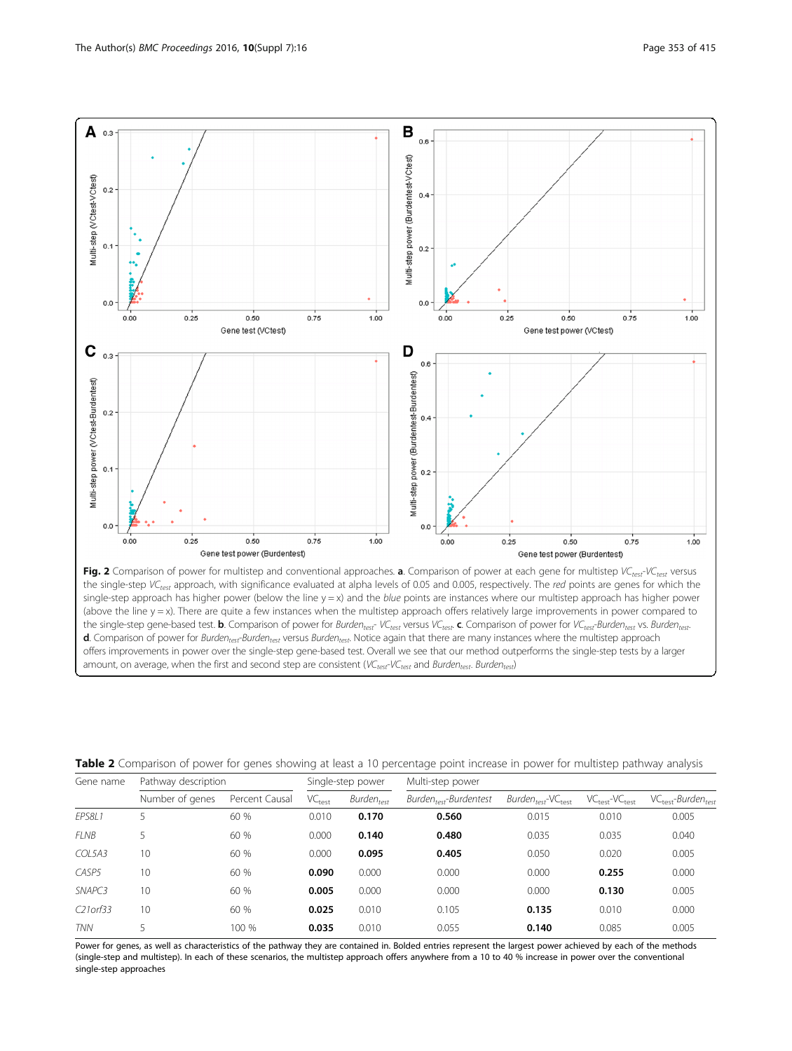**Fig. 2** Comparison of power for multistep and conventional approaches. **a**. Comparison of power at each gene for multistep $VC_{test}$-$VC_{test}$ versus the single-step $VC_{test}$ approach, with significance evaluated at alpha levels of 0.05 and 0.005, respectively. The *red* points are genes for which the single-step approach has higher power (below the line y = x) and the *blue* points are instances where our multistep approach has higher power (above the line y = x). There are quite a few instances when the multistep approach offers relatively large improvements in power compared to the single-step gene-based test. **b**. Comparison of power for $Burden_{test}$- $VC_{test}$ versus $VC_{test}$. **c**. Comparison of power for $VC_{test}$-$Burden_{test}$ vs. $Burden_{test}$. **d**. Comparison of power for $Burden_{test}$-$Burden_{test}$ versus $Burden_{test}$. Notice again that there are many instances where the multistep approach offers improvements in power over the single-step gene-based test. Overall we see that our method outperforms the single-step tests by a larger amount, on average, when the first and second step are consistent ($VC_{test}$-$VC_{test}$ and $Burden_{test}$- $Burden_{test}$)

**Table 2** Comparison of power for genes showing at least a 10 percentage point increase in power for multistep pathway analysis

| Gene name | Pathway description | | Single-step power | | Multi-step power | | | |
|---|---|---|---|---|---|---|---|---|
| | Number of genes | Percent Causal | $VC_{test}$ | $Burden_{test}$ | $Burden_{test}$-Burdentest | $Burden_{test}$-$VC_{test}$ | $VC_{test}$-$VC_{test}$ | $VC_{test}$-$Burden_{test}$ |
| *EPS8L1* | 5 | 60 % | 0.010 | **0.170** | **0.560** | 0.015 | 0.010 | 0.005 |
| *FLNB* | 5 | 60 % | 0.000 | **0.140** | **0.480** | 0.035 | 0.035 | 0.040 |
| *COL5A3* | 10 | 60 % | 0.000 | **0.095** | **0.405** | 0.050 | 0.020 | 0.005 |
| *CASP5* | 10 | 60 % | **0.090** | 0.000 | 0.000 | 0.000 | **0.255** | 0.000 |
| *SNAPC3* | 10 | 60 % | **0.005** | 0.000 | 0.000 | 0.000 | **0.130** | 0.005 |
| *C21orf33* | 10 | 60 % | **0.025** | 0.010 | 0.105 | **0.135** | 0.010 | 0.000 |
| *TNN* | 5 | 100 % | **0.035** | 0.010 | 0.055 | **0.140** | 0.085 | 0.005 |

Power for genes, as well as characteristics of the pathway they are contained in. Bolded entries represent the largest power achieved by each of the methods (single-step and multistep). In each of these scenarios, the multistep approach offers anywhere from a 10 to 40 % increase in power over the conventional single-step approaches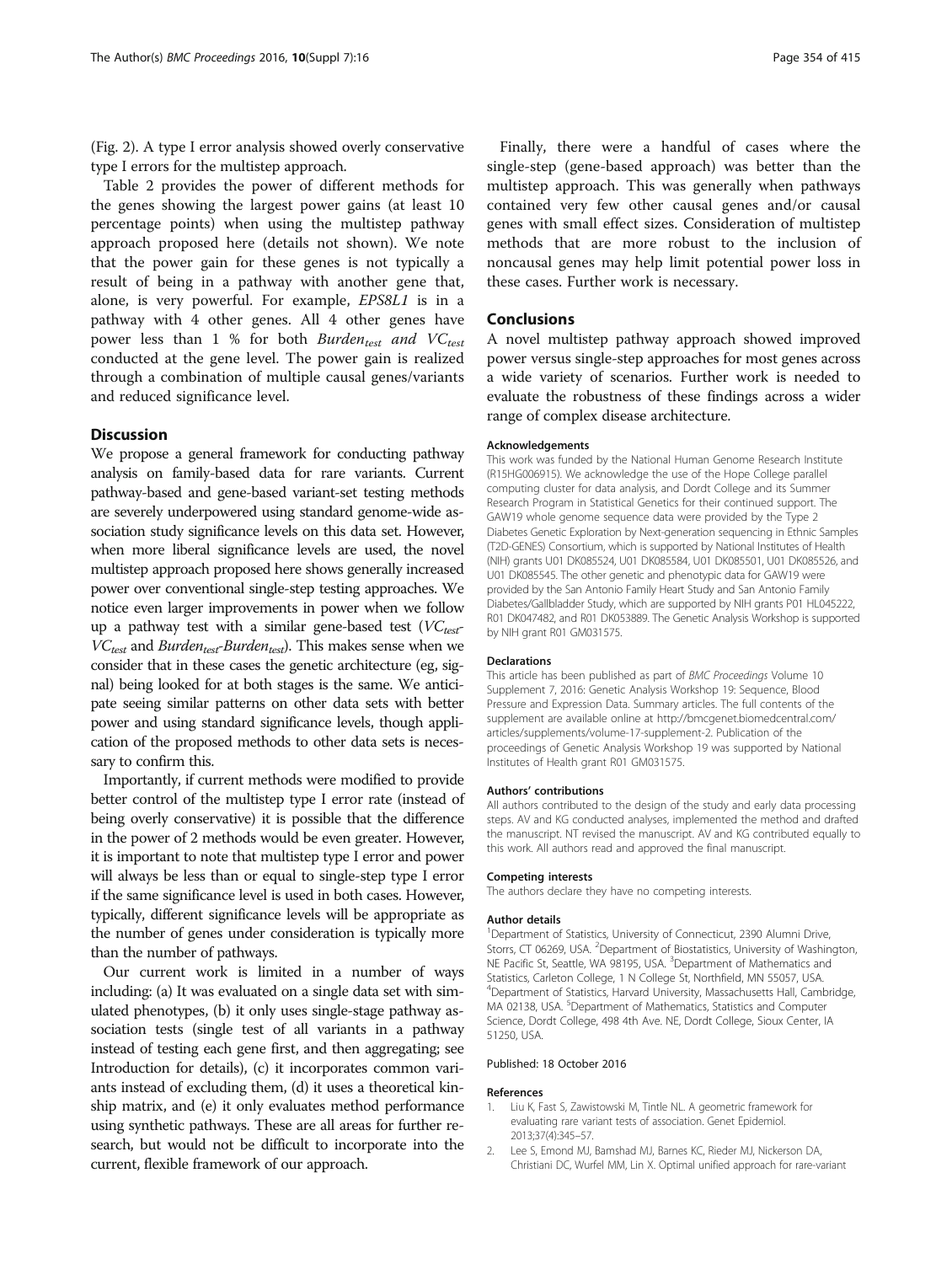(Fig. 2). A type I error analysis showed overly conservative type I errors for the multistep approach.

Table 2 provides the power of different methods for the genes showing the largest power gains (at least 10 percentage points) when using the multistep pathway approach proposed here (details not shown). We note that the power gain for these genes is not typically a result of being in a pathway with another gene that, alone, is very powerful. For example, *EPS8L1* is in a pathway with 4 other genes. All 4 other genes have power less than 1 % for both $Burden_{test}$ and $VC_{test}$ conducted at the gene level. The power gain is realized through a combination of multiple causal genes/variants and reduced significance level.

## Discussion

We propose a general framework for conducting pathway analysis on family-based data for rare variants. Current pathway-based and gene-based variant-set testing methods are severely underpowered using standard genome-wide association study significance levels on this data set. However, when more liberal significance levels are used, the novel multistep approach proposed here shows generally increased power over conventional single-step testing approaches. We notice even larger improvements in power when we follow up a pathway test with a similar gene-based test ($VC_{test}$-$VC_{test}$ and $Burden_{test}$-$Burden_{test}$). This makes sense when we consider that in these cases the genetic architecture (eg, signal) being looked for at both stages is the same. We anticipate seeing similar patterns on other data sets with better power and using standard significance levels, though application of the proposed methods to other data sets is necessary to confirm this.

Importantly, if current methods were modified to provide better control of the multistep type I error rate (instead of being overly conservative) it is possible that the difference in the power of 2 methods would be even greater. However, it is important to note that multistep type I error and power will always be less than or equal to single-step type I error if the same significance level is used in both cases. However, typically, different significance levels will be appropriate as the number of genes under consideration is typically more than the number of pathways.

Our current work is limited in a number of ways including: (a) It was evaluated on a single data set with simulated phenotypes, (b) it only uses single-stage pathway association tests (single test of all variants in a pathway instead of testing each gene first, and then aggregating; see Introduction for details), (c) it incorporates common variants instead of excluding them, (d) it uses a theoretical kinship matrix, and (e) it only evaluates method performance using synthetic pathways. These are all areas for further research, but would not be difficult to incorporate into the current, flexible framework of our approach.

Finally, there were a handful of cases where the single-step (gene-based approach) was better than the multistep approach. This was generally when pathways contained very few other causal genes and/or causal genes with small effect sizes. Consideration of multistep methods that are more robust to the inclusion of noncausal genes may help limit potential power loss in these cases. Further work is necessary.

## Conclusions

A novel multistep pathway approach showed improved power versus single-step approaches for most genes across a wide variety of scenarios. Further work is needed to evaluate the robustness of these findings across a wider range of complex disease architecture.

#### Acknowledgements

This work was funded by the National Human Genome Research Institute (R15HG006915). We acknowledge the use of the Hope College parallel computing cluster for data analysis, and Dordt College and its Summer Research Program in Statistical Genetics for their continued support. The GAW19 whole genome sequence data were provided by the Type 2 Diabetes Genetic Exploration by Next-generation sequencing in Ethnic Samples (T2D-GENES) Consortium, which is supported by National Institutes of Health (NIH) grants U01 DK085524, U01 DK085584, U01 DK085501, U01 DK085526, and U01 DK085545. The other genetic and phenotypic data for GAW19 were provided by the San Antonio Family Heart Study and San Antonio Family Diabetes/Gallbladder Study, which are supported by NIH grants P01 HL045222, R01 DK047482, and R01 DK053889. The Genetic Analysis Workshop is supported by NIH grant R01 GM031575.

#### Declarations

This article has been published as part of *BMC Proceedings* Volume 10 Supplement 7, 2016: Genetic Analysis Workshop 19: Sequence, Blood Pressure and Expression Data. Summary articles. The full contents of the supplement are available online at http://bmcgenet.biomedcentral.com/articles/supplements/volume-17-supplement-2. Publication of the proceedings of Genetic Analysis Workshop 19 was supported by National Institutes of Health grant R01 GM031575.

#### Authors' contributions

All authors contributed to the design of the study and early data processing steps. AV and KG conducted analyses, implemented the method and drafted the manuscript. NT revised the manuscript. AV and KG contributed equally to this work. All authors read and approved the final manuscript.

#### Competing interests

The authors declare they have no competing interests.

#### Author details

[1]Department of Statistics, University of Connecticut, 2390 Alumni Drive, Storrs, CT 06269, USA. [2]Department of Biostatistics, University of Washington, NE Pacific St, Seattle, WA 98195, USA. [3]Department of Mathematics and Statistics, Carleton College, 1 N College St, Northfield, MN 55057, USA. [4]Department of Statistics, Harvard University, Massachusetts Hall, Cambridge, MA 02138, USA. [5]Department of Mathematics, Statistics and Computer Science, Dordt College, 498 4th Ave. NE, Dordt College, Sioux Center, IA 51250, USA.

Published: 18 October 2016

#### References

1. Liu K, Fast S, Zawistowski M, Tintle NL. A geometric framework for evaluating rare variant tests of association. Genet Epidemiol. 2013;37(4):345–57.
2. Lee S, Emond MJ, Bamshad MJ, Barnes KC, Rieder MJ, Nickerson DA, Christiani DC, Wurfel MM, Lin X. Optimal unified approach for rare-variant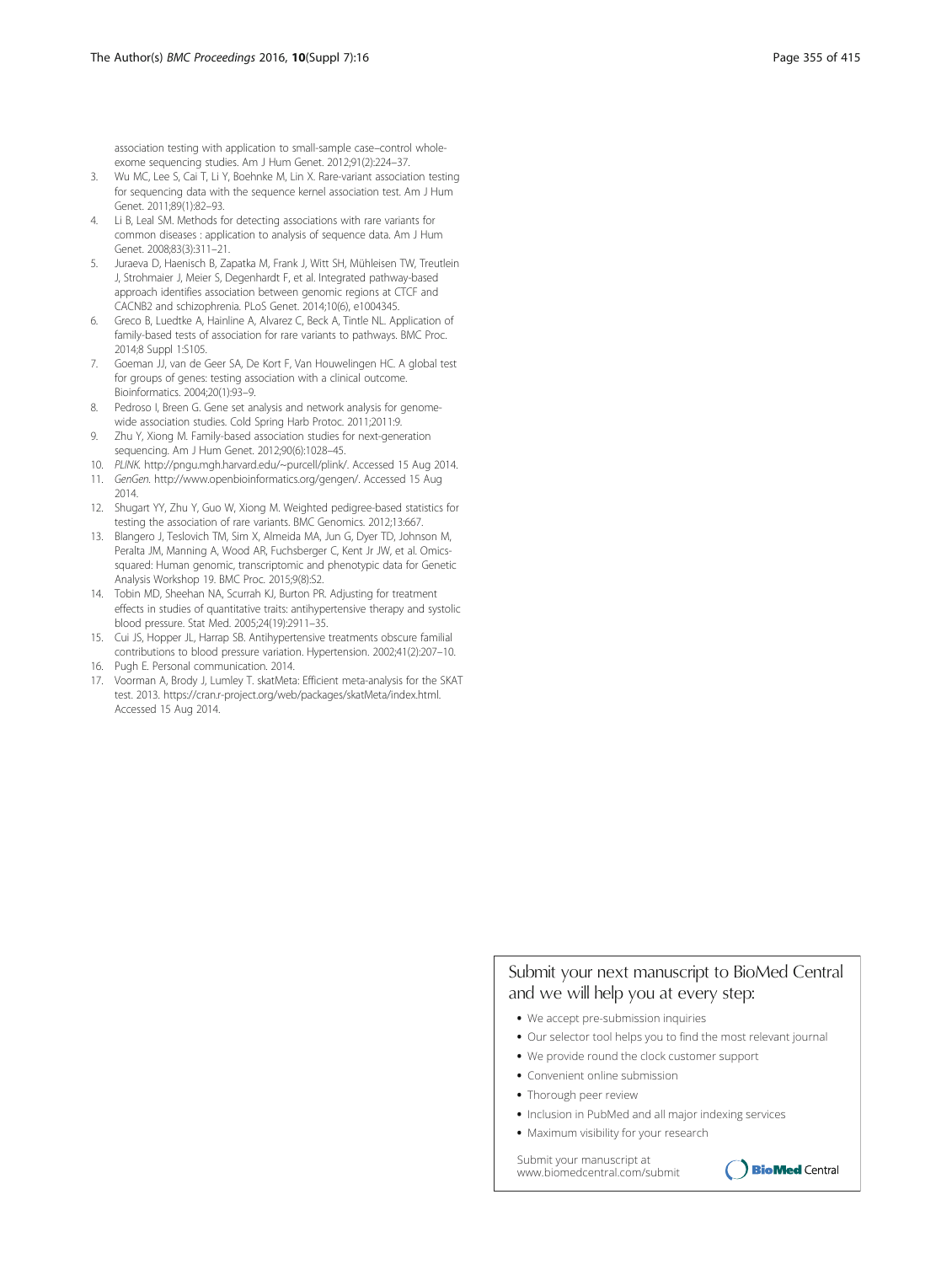association testing with application to small-sample case–control whole-exome sequencing studies. Am J Hum Genet. 2012;91(2):224–37.

3. Wu MC, Lee S, Cai T, Li Y, Boehnke M, Lin X. Rare-variant association testing for sequencing data with the sequence kernel association test. Am J Hum Genet. 2011;89(1):82–93.
4. Li B, Leal SM. Methods for detecting associations with rare variants for common diseases : application to analysis of sequence data. Am J Hum Genet. 2008;83(3):311–21.
5. Juraeva D, Haenisch B, Zapatka M, Frank J, Witt SH, Mühleisen TW, Treutlein J, Strohmaier J, Meier S, Degenhardt F, et al. Integrated pathway-based approach identifies association between genomic regions at CTCF and CACNB2 and schizophrenia. PLoS Genet. 2014;10(6), e1004345.
6. Greco B, Luedtke A, Hainline A, Alvarez C, Beck A, Tintle NL. Application of family-based tests of association for rare variants to pathways. BMC Proc. 2014;8 Suppl 1:S105.
7. Goeman JJ, van de Geer SA, De Kort F, Van Houwelingen HC. A global test for groups of genes: testing association with a clinical outcome. Bioinformatics. 2004;20(1):93–9.
8. Pedroso I, Breen G. Gene set analysis and network analysis for genome-wide association studies. Cold Spring Harb Protoc. 2011;2011:9.
9. Zhu Y, Xiong M. Family-based association studies for next-generation sequencing. Am J Hum Genet. 2012;90(6):1028–45.
10. *PLINK.* http://pngu.mgh.harvard.edu/~purcell/plink/. Accessed 15 Aug 2014.
11. *GenGen.* http://www.openbioinformatics.org/gengen/. Accessed 15 Aug 2014.
12. Shugart YY, Zhu Y, Guo W, Xiong M. Weighted pedigree-based statistics for testing the association of rare variants. BMC Genomics. 2012;13:667.
13. Blangero J, Teslovich TM, Sim X, Almeida MA, Jun G, Dyer TD, Johnson M, Peralta JM, Manning A, Wood AR, Fuchsberger C, Kent Jr JW, et al. Omics-squared: Human genomic, transcriptomic and phenotypic data for Genetic Analysis Workshop 19. BMC Proc. 2015;9(8):S2.
14. Tobin MD, Sheehan NA, Scurrah KJ, Burton PR. Adjusting for treatment effects in studies of quantitative traits: antihypertensive therapy and systolic blood pressure. Stat Med. 2005;24(19):2911–35.
15. Cui JS, Hopper JL, Harrap SB. Antihypertensive treatments obscure familial contributions to blood pressure variation. Hypertension. 2002;41(2):207–10.
16. Pugh E. Personal communication. 2014.
17. Voorman A, Brody J, Lumley T. skatMeta: Efficient meta-analysis for the SKAT test. 2013. https://cran.r-project.org/web/packages/skatMeta/index.html. Accessed 15 Aug 2014.

Submit your next manuscript to BioMed Central and we will help you at every step:

- We accept pre-submission inquiries
- Our selector tool helps you to find the most relevant journal
- We provide round the clock customer support
- Convenient online submission
- Thorough peer review
- Inclusion in PubMed and all major indexing services
- Maximum visibility for your research

Submit your manuscript at www.biomedcentral.com/submit

BioMed Central